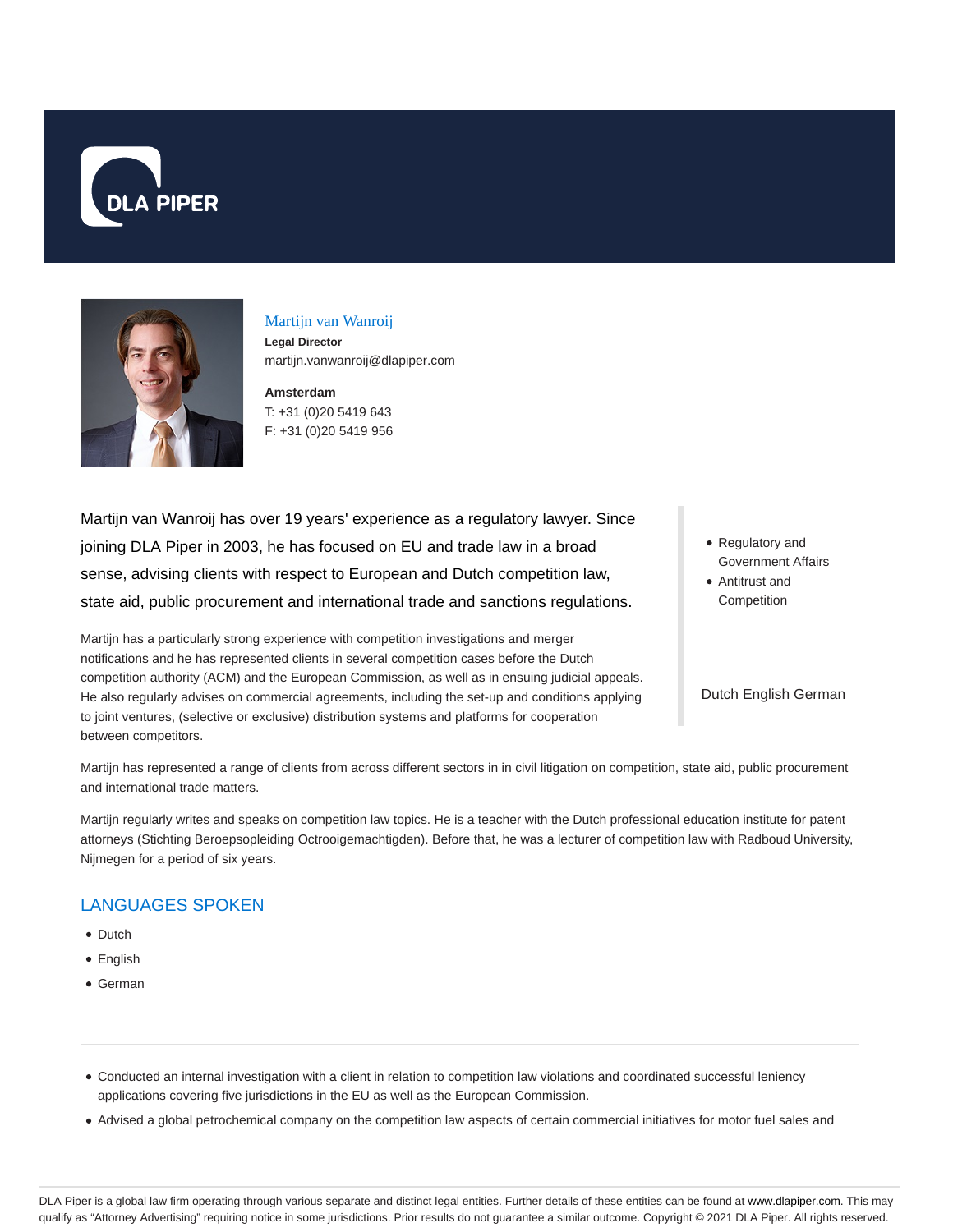# Martijn van Wanroij

**Legal Director**
martijn.vanwanroij@dlapiper.com

**Amsterdam**
T: +31 (0)20 5419 643
F: +31 (0)20 5419 956

Martijn van Wanroij has over 19 years' experience as a regulatory lawyer. Since joining DLA Piper in 2003, he has focused on EU and trade law in a broad sense, advising clients with respect to European and Dutch competition law, state aid, public procurement and international trade and sanctions regulations.

- Regulatory and Government Affairs
- Antitrust and Competition

Dutch English German

Martijn has a particularly strong experience with competition investigations and merger notifications and he has represented clients in several competition cases before the Dutch competition authority (ACM) and the European Commission, as well as in ensuing judicial appeals. He also regularly advises on commercial agreements, including the set-up and conditions applying to joint ventures, (selective or exclusive) distribution systems and platforms for cooperation between competitors.

Martijn has represented a range of clients from across different sectors in in civil litigation on competition, state aid, public procurement and international trade matters.

Martijn regularly writes and speaks on competition law topics. He is a teacher with the Dutch professional education institute for patent attorneys (Stichting Beroepsopleiding Octrooigemachtigden). Before that, he was a lecturer of competition law with Radboud University, Nijmegen for a period of six years.

## LANGUAGES SPOKEN

- Dutch
- English
- German

---

- Conducted an internal investigation with a client in relation to competition law violations and coordinated successful leniency applications covering five jurisdictions in the EU as well as the European Commission.
- Advised a global petrochemical company on the competition law aspects of certain commercial initiatives for motor fuel sales and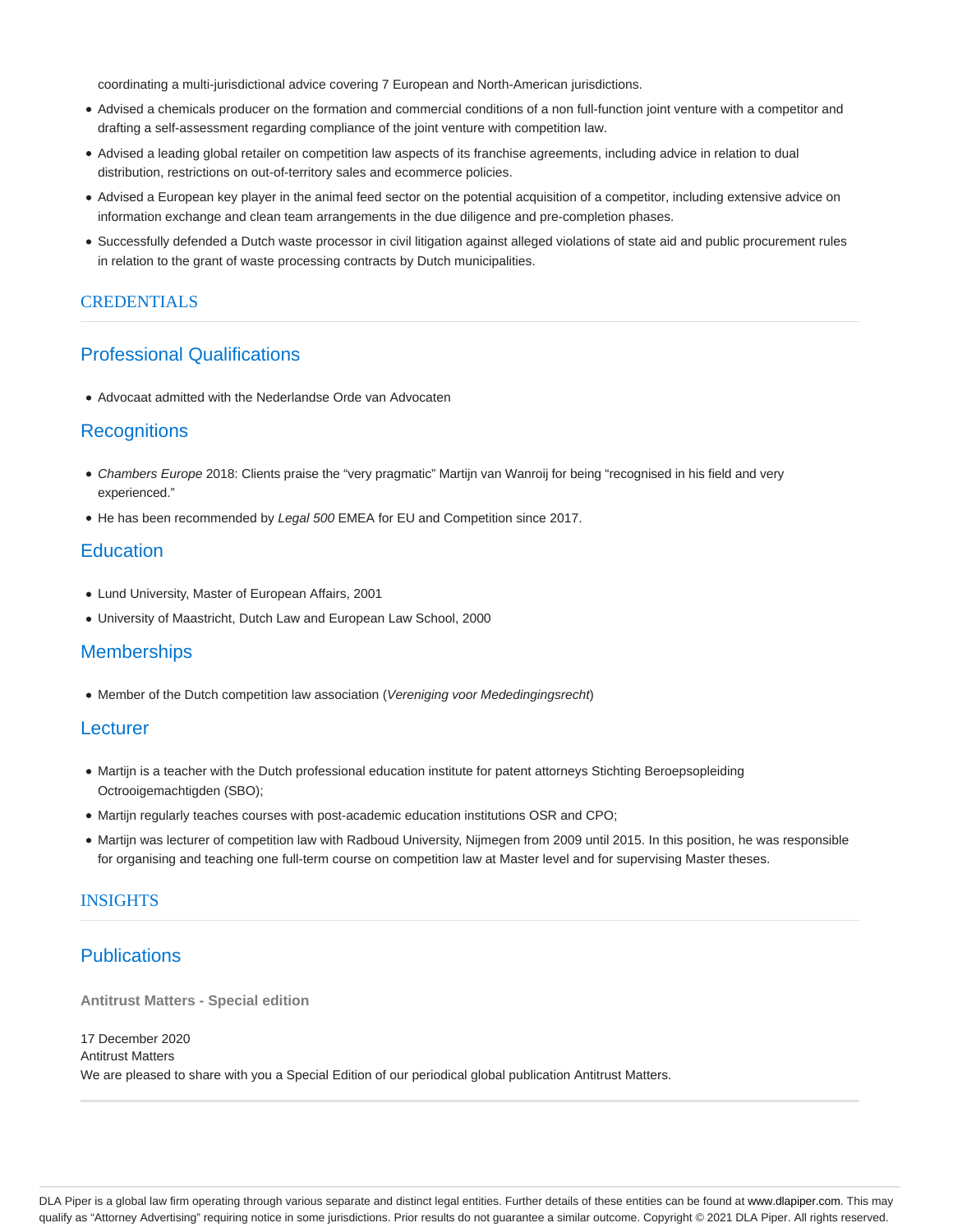coordinating a multi-jurisdictional advice covering 7 European and North-American jurisdictions.

- Advised a chemicals producer on the formation and commercial conditions of a non full-function joint venture with a competitor and drafting a self-assessment regarding compliance of the joint venture with competition law.
- Advised a leading global retailer on competition law aspects of its franchise agreements, including advice in relation to dual distribution, restrictions on out-of-territory sales and ecommerce policies.
- Advised a European key player in the animal feed sector on the potential acquisition of a competitor, including extensive advice on information exchange and clean team arrangements in the due diligence and pre-completion phases.
- Successfully defended a Dutch waste processor in civil litigation against alleged violations of state aid and public procurement rules in relation to the grant of waste processing contracts by Dutch municipalities.

# CREDENTIALS

## Professional Qualifications

- Advocaat admitted with the Nederlandse Orde van Advocaten

## Recognitions

- *Chambers Europe* 2018: Clients praise the "very pragmatic" Martijn van Wanroij for being "recognised in his field and very experienced."
- He has been recommended by *Legal 500* EMEA for EU and Competition since 2017.

## Education

- Lund University, Master of European Affairs, 2001
- University of Maastricht, Dutch Law and European Law School, 2000

## Memberships

- Member of the Dutch competition law association (*Vereniging voor Mededingingsrecht*)

## Lecturer

- Martijn is a teacher with the Dutch professional education institute for patent attorneys Stichting Beroepsopleiding Octrooigemachtigden (SBO);
- Martijn regularly teaches courses with post-academic education institutions OSR and CPO;
- Martijn was lecturer of competition law with Radboud University, Nijmegen from 2009 until 2015. In this position, he was responsible for organising and teaching one full-term course on competition law at Master level and for supervising Master theses.

# INSIGHTS

## Publications

**Antitrust Matters - Special edition**

17 December 2020
Antitrust Matters
We are pleased to share with you a Special Edition of our periodical global publication Antitrust Matters.

DLA Piper is a global law firm operating through various separate and distinct legal entities. Further details of these entities can be found at www.dlapiper.com. This may qualify as "Attorney Advertising" requiring notice in some jurisdictions. Prior results do not guarantee a similar outcome. Copyright © 2021 DLA Piper. All rights reserved.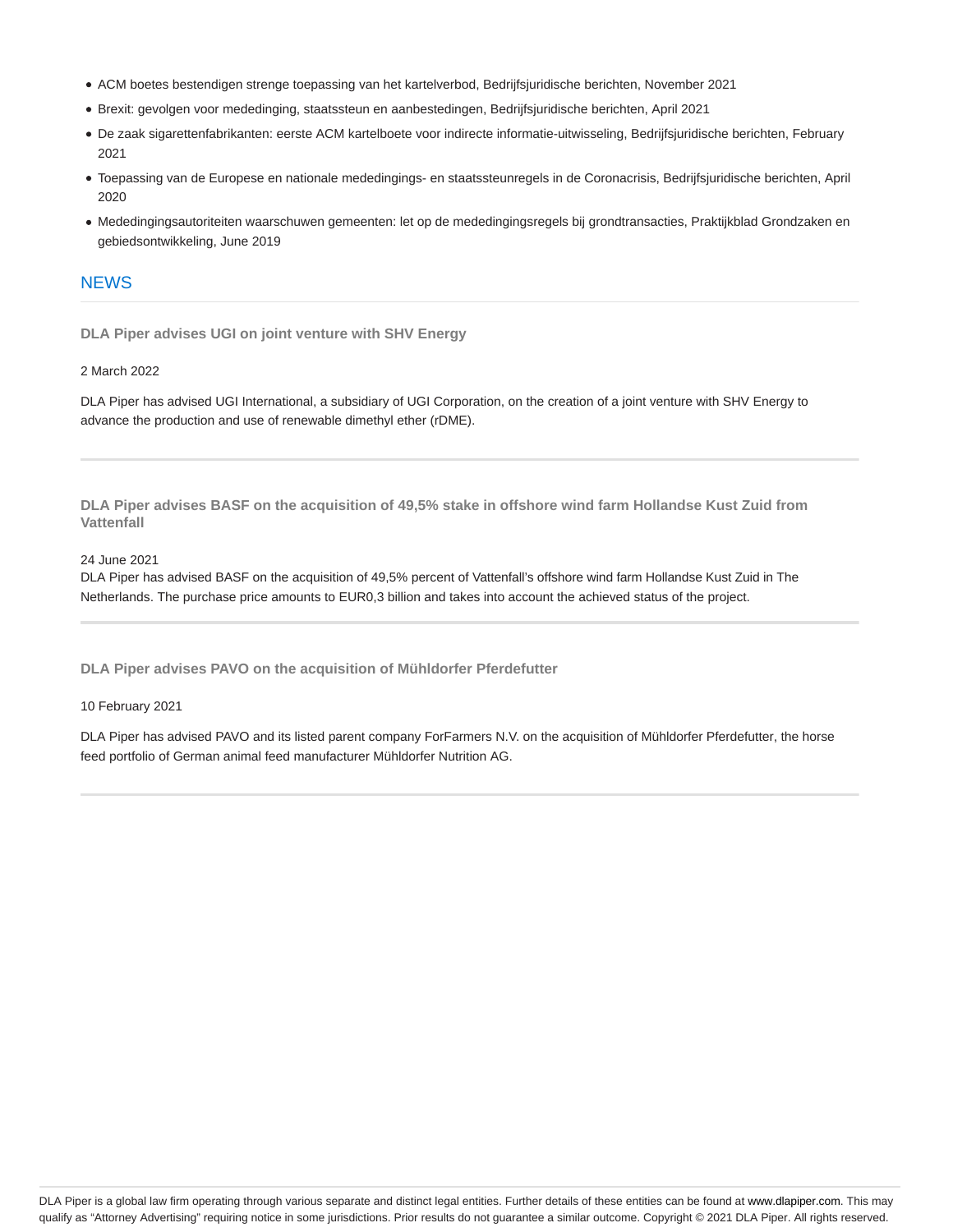- ACM boetes bestendigen strenge toepassing van het kartelverbod, Bedrijfsjuridische berichten, November 2021
- Brexit: gevolgen voor mededinging, staatssteun en aanbestedingen, Bedrijfsjuridische berichten, April 2021
- De zaak sigarettenfabrikanten: eerste ACM kartelboete voor indirecte informatie-uitwisseling, Bedrijfsjuridische berichten, February 2021
- Toepassing van de Europese en nationale mededingings- en staatssteunregels in de Coronacrisis, Bedrijfsjuridische berichten, April 2020
- Mededingingsautoriteiten waarschuwen gemeenten: let op de mededingingsregels bij grondtransacties, Praktijkblad Grondzaken en gebiedsontwikkeling, June 2019

## NEWS

### DLA Piper advises UGI on joint venture with SHV Energy

2 March 2022

DLA Piper has advised UGI International, a subsidiary of UGI Corporation, on the creation of a joint venture with SHV Energy to advance the production and use of renewable dimethyl ether (rDME).

---

### DLA Piper advises BASF on the acquisition of 49,5% stake in offshore wind farm Hollandse Kust Zuid from Vattenfall

24 June 2021
DLA Piper has advised BASF on the acquisition of 49,5% percent of Vattenfall's offshore wind farm Hollandse Kust Zuid in The Netherlands. The purchase price amounts to EUR0,3 billion and takes into account the achieved status of the project.

---

### DLA Piper advises PAVO on the acquisition of Mühldorfer Pferdefutter

10 February 2021

DLA Piper has advised PAVO and its listed parent company ForFarmers N.V. on the acquisition of Mühldorfer Pferdefutter, the horse feed portfolio of German animal feed manufacturer Mühldorfer Nutrition AG.

---

DLA Piper is a global law firm operating through various separate and distinct legal entities. Further details of these entities can be found at www.dlapiper.com. This may qualify as "Attorney Advertising" requiring notice in some jurisdictions. Prior results do not guarantee a similar outcome. Copyright © 2021 DLA Piper. All rights reserved.